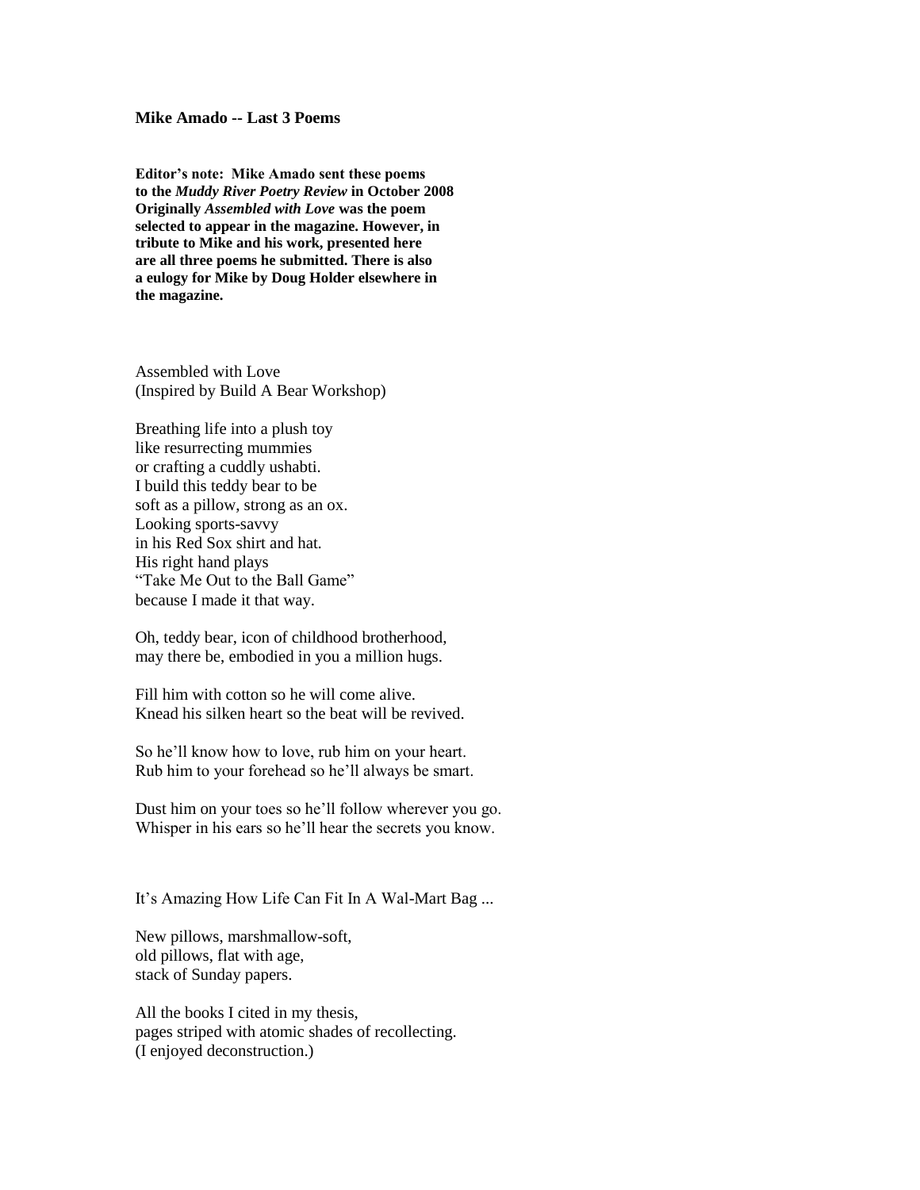**Mike Amado -- Last 3 Poems**

**Editor's note: Mike Amado sent these poems to the *Muddy River Poetry Review* in October 2008 Originally *Assembled with Love* was the poem selected to appear in the magazine. However, in tribute to Mike and his work, presented here are all three poems he submitted. There is also a eulogy for Mike by Doug Holder elsewhere in the magazine.**

Assembled with Love  
(Inspired by Build A Bear Workshop)

Breathing life into a plush toy  
like resurrecting mummies  
or crafting a cuddly ushabti.  
I build this teddy bear to be  
soft as a pillow, strong as an ox.  
Looking sports-savvy  
in his Red Sox shirt and hat.  
His right hand plays  
"Take Me Out to the Ball Game"  
because I made it that way.

Oh, teddy bear, icon of childhood brotherhood,  
may there be, embodied in you a million hugs.

Fill him with cotton so he will come alive.  
Knead his silken heart so the beat will be revived.

So he'll know how to love, rub him on your heart.  
Rub him to your forehead so he'll always be smart.

Dust him on your toes so he'll follow wherever you go.  
Whisper in his ears so he'll hear the secrets you know.

It's Amazing How Life Can Fit In A Wal-Mart Bag ...

New pillows, marshmallow-soft,  
old pillows, flat with age,  
stack of Sunday papers.

All the books I cited in my thesis,  
pages striped with atomic shades of recollecting.  
(I enjoyed deconstruction.)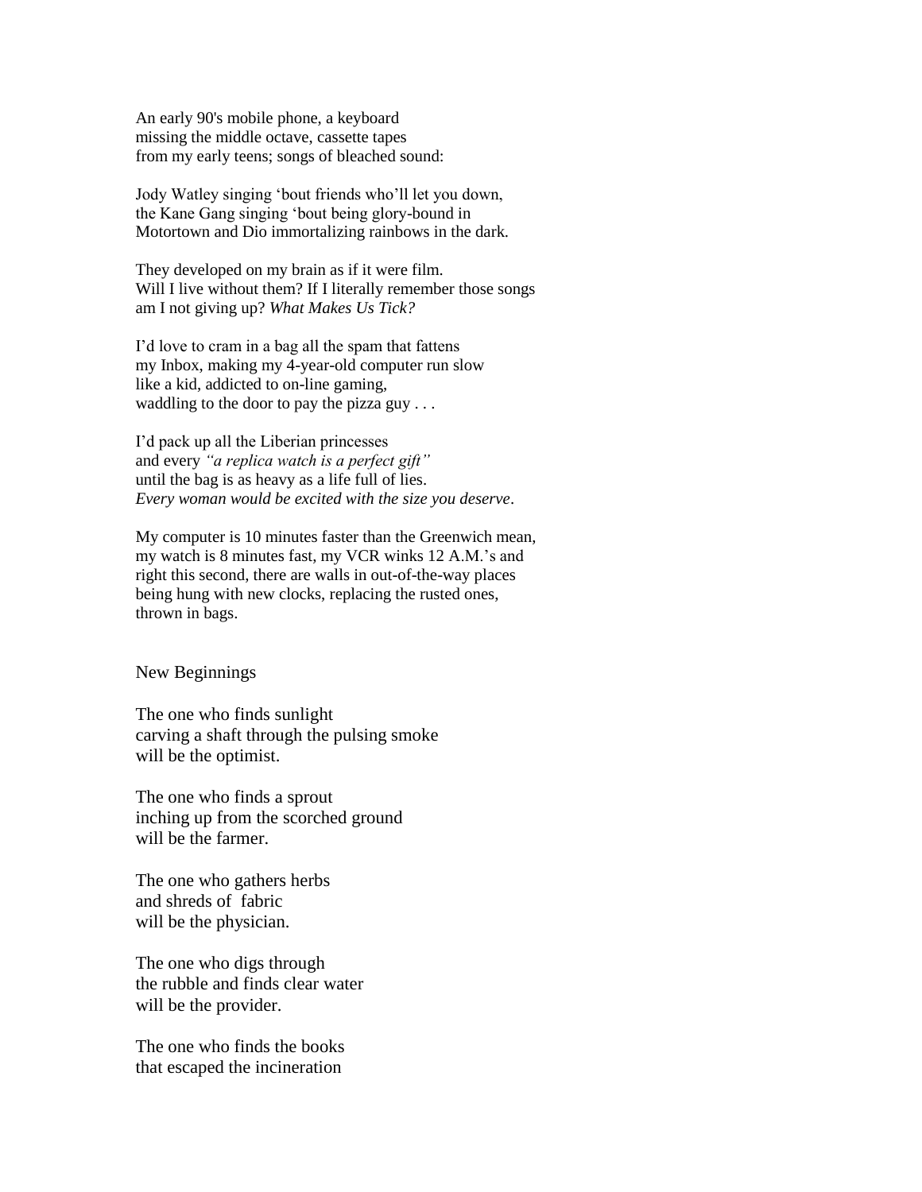An early 90's mobile phone, a keyboard
missing the middle octave, cassette tapes
from my early teens; songs of bleached sound:

Jody Watley singing 'bout friends who'll let you down,
the Kane Gang singing 'bout being glory-bound in
Motortown and Dio immortalizing rainbows in the dark.

They developed on my brain as if it were film.
Will I live without them? If I literally remember those songs
am I not giving up? *What Makes Us Tick?*

I'd love to cram in a bag all the spam that fattens
my Inbox, making my 4-year-old computer run slow
like a kid, addicted to on-line gaming,
waddling to the door to pay the pizza guy . . .

I'd pack up all the Liberian princesses
and every *"a replica watch is a perfect gift"*
until the bag is as heavy as a life full of lies.
*Every woman would be excited with the size you deserve*.

My computer is 10 minutes faster than the Greenwich mean,
my watch is 8 minutes fast, my VCR winks 12 A.M.'s and
right this second, there are walls in out-of-the-way places
being hung with new clocks, replacing the rusted ones,
thrown in bags.

## New Beginnings

The one who finds sunlight
carving a shaft through the pulsing smoke
will be the optimist.

The one who finds a sprout
inching up from the scorched ground
will be the farmer.

The one who gathers herbs
and shreds of fabric
will be the physician.

The one who digs through
the rubble and finds clear water
will be the provider.

The one who finds the books
that escaped the incineration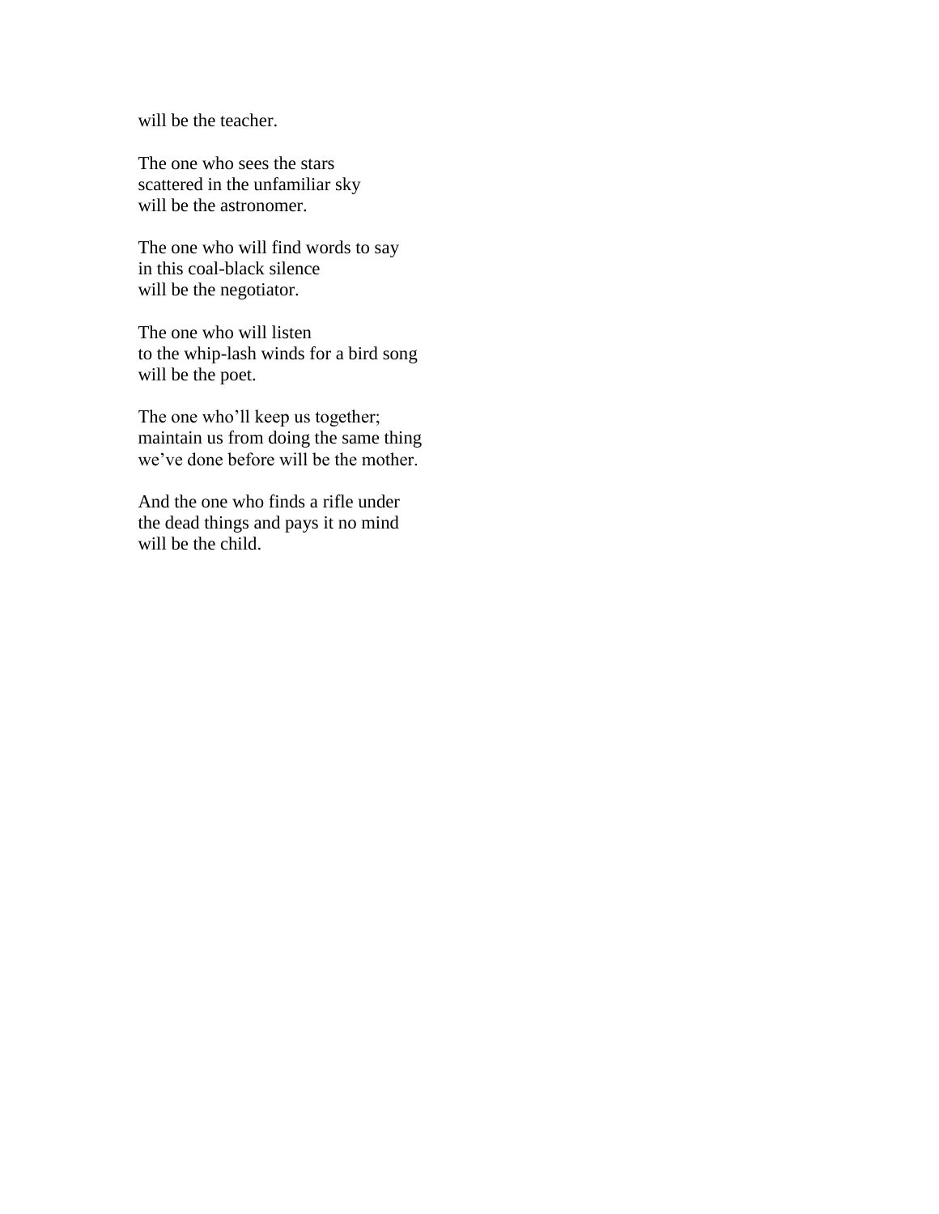will be the teacher.

The one who sees the stars  
scattered in the unfamiliar sky  
will be the astronomer.

The one who will find words to say  
in this coal-black silence  
will be the negotiator.

The one who will listen  
to the whip-lash winds for a bird song  
will be the poet.

The one who'll keep us together;  
maintain us from doing the same thing  
we've done before will be the mother.

And the one who finds a rifle under  
the dead things and pays it no mind  
will be the child.